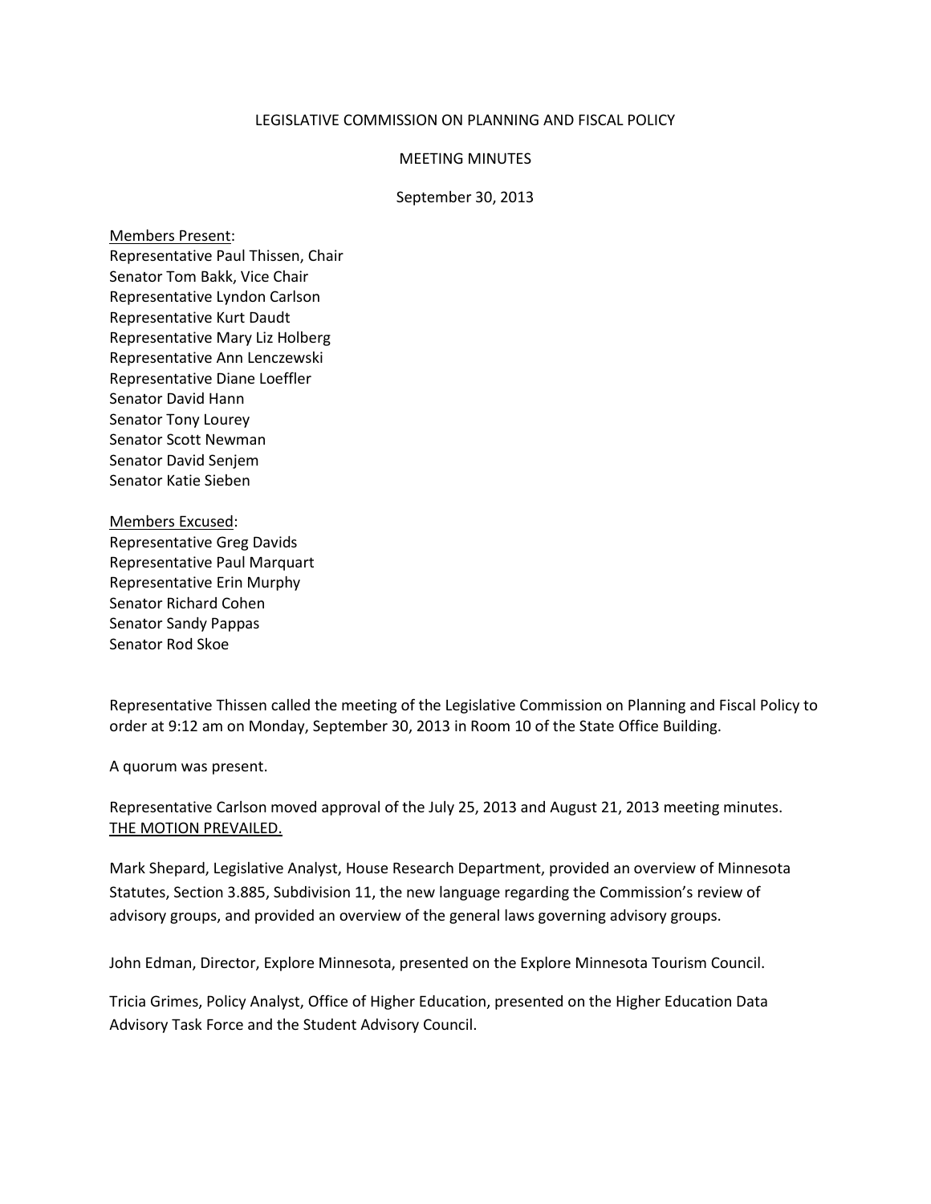LEGISLATIVE COMMISSION ON PLANNING AND FISCAL POLICY

MEETING MINUTES

September 30, 2013

<u>Members Present</u>:
Representative Paul Thissen, Chair
Senator Tom Bakk, Vice Chair
Representative Lyndon Carlson
Representative Kurt Daudt
Representative Mary Liz Holberg
Representative Ann Lenczewski
Representative Diane Loeffler
Senator David Hann
Senator Tony Lourey
Senator Scott Newman
Senator David Senjem
Senator Katie Sieben

<u>Members Excused</u>:
Representative Greg Davids
Representative Paul Marquart
Representative Erin Murphy
Senator Richard Cohen
Senator Sandy Pappas
Senator Rod Skoe

Representative Thissen called the meeting of the Legislative Commission on Planning and Fiscal Policy to order at 9:12 am on Monday, September 30, 2013 in Room 10 of the State Office Building.

A quorum was present.

Representative Carlson moved approval of the July 25, 2013 and August 21, 2013 meeting minutes.
<u>THE MOTION PREVAILED.</u>

Mark Shepard, Legislative Analyst, House Research Department, provided an overview of Minnesota Statutes, Section 3.885, Subdivision 11, the new language regarding the Commission's review of advisory groups, and provided an overview of the general laws governing advisory groups.

John Edman, Director, Explore Minnesota, presented on the Explore Minnesota Tourism Council.

Tricia Grimes, Policy Analyst, Office of Higher Education, presented on the Higher Education Data Advisory Task Force and the Student Advisory Council.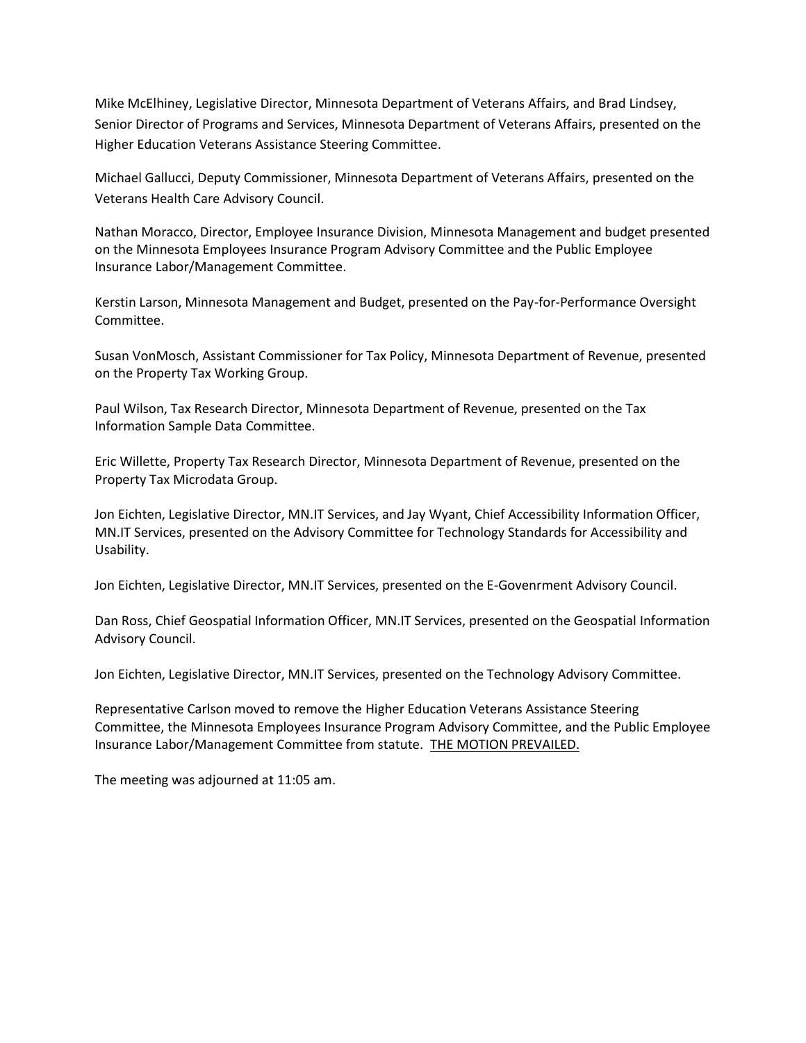Mike McElhiney, Legislative Director, Minnesota Department of Veterans Affairs, and Brad Lindsey, Senior Director of Programs and Services, Minnesota Department of Veterans Affairs, presented on the Higher Education Veterans Assistance Steering Committee.

Michael Gallucci, Deputy Commissioner, Minnesota Department of Veterans Affairs, presented on the Veterans Health Care Advisory Council.

Nathan Moracco, Director, Employee Insurance Division, Minnesota Management and budget presented on the Minnesota Employees Insurance Program Advisory Committee and the Public Employee Insurance Labor/Management Committee.

Kerstin Larson, Minnesota Management and Budget, presented on the Pay-for-Performance Oversight Committee.

Susan VonMosch, Assistant Commissioner for Tax Policy, Minnesota Department of Revenue, presented on the Property Tax Working Group.

Paul Wilson, Tax Research Director, Minnesota Department of Revenue, presented on the Tax Information Sample Data Committee.

Eric Willette, Property Tax Research Director, Minnesota Department of Revenue, presented on the Property Tax Microdata Group.

Jon Eichten, Legislative Director, MN.IT Services, and Jay Wyant, Chief Accessibility Information Officer, MN.IT Services, presented on the Advisory Committee for Technology Standards for Accessibility and Usability.

Jon Eichten, Legislative Director, MN.IT Services, presented on the E-Govenrment Advisory Council.

Dan Ross, Chief Geospatial Information Officer, MN.IT Services, presented on the Geospatial Information Advisory Council.

Jon Eichten, Legislative Director, MN.IT Services, presented on the Technology Advisory Committee.

Representative Carlson moved to remove the Higher Education Veterans Assistance Steering Committee, the Minnesota Employees Insurance Program Advisory Committee, and the Public Employee Insurance Labor/Management Committee from statute. <u>THE MOTION PREVAILED.</u>

The meeting was adjourned at 11:05 am.